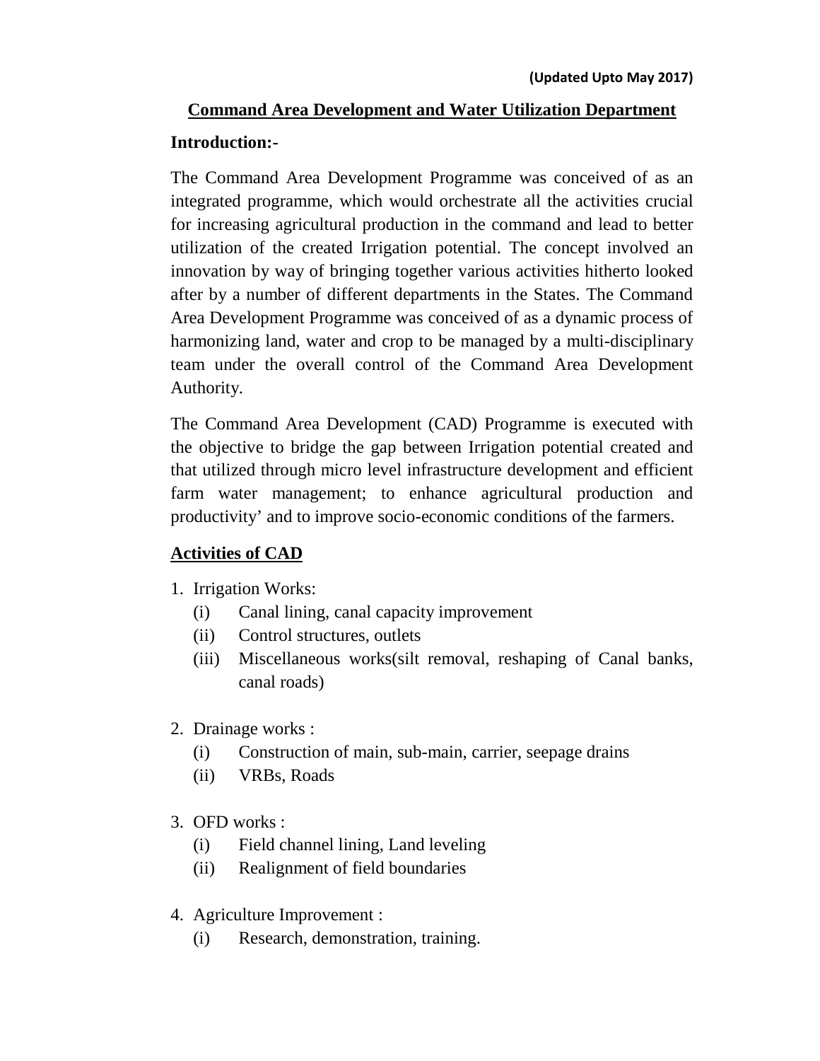(Updated Upto May 2017)

# Command Area Development and Water Utilization Department

## Introduction:-

The Command Area Development Programme was conceived of as an integrated programme, which would orchestrate all the activities crucial for increasing agricultural production in the command and lead to better utilization of the created Irrigation potential. The concept involved an innovation by way of bringing together various activities hitherto looked after by a number of different departments in the States. The Command Area Development Programme was conceived of as a dynamic process of harmonizing land, water and crop to be managed by a multi-disciplinary team under the overall control of the Command Area Development Authority.

The Command Area Development (CAD) Programme is executed with the objective to bridge the gap between Irrigation potential created and that utilized through micro level infrastructure development and efficient farm water management; to enhance agricultural production and productivity' and to improve socio-economic conditions of the farmers.

## Activities of CAD

1. Irrigation Works:
   (i) Canal lining, canal capacity improvement
   (ii) Control structures, outlets
   (iii) Miscellaneous works(silt removal, reshaping of Canal banks, canal roads)

2. Drainage works :
   (i) Construction of main, sub-main, carrier, seepage drains
   (ii) VRBs, Roads

3. OFD works :
   (i) Field channel lining, Land leveling
   (ii) Realignment of field boundaries

4. Agriculture Improvement :
   (i) Research, demonstration, training.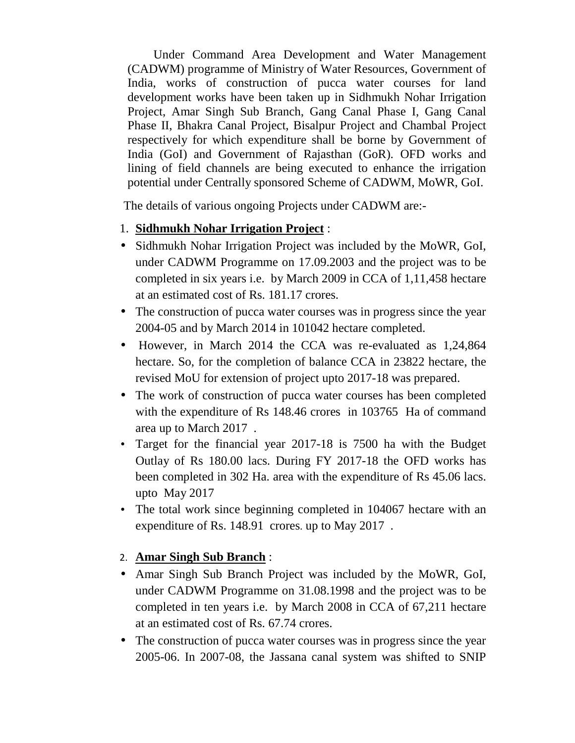Under Command Area Development and Water Management (CADWM) programme of Ministry of Water Resources, Government of India, works of construction of pucca water courses for land development works have been taken up in Sidhmukh Nohar Irrigation Project, Amar Singh Sub Branch, Gang Canal Phase I, Gang Canal Phase II, Bhakra Canal Project, Bisalpur Project and Chambal Project respectively for which expenditure shall be borne by Government of India (GoI) and Government of Rajasthan (GoR). OFD works and lining of field channels are being executed to enhance the irrigation potential under Centrally sponsored Scheme of CADWM, MoWR, GoI.

The details of various ongoing Projects under CADWM are:-

1. **Sidhmukh Nohar Irrigation Project** :

- Sidhmukh Nohar Irrigation Project was included by the MoWR, GoI, under CADWM Programme on 17.09.2003 and the project was to be completed in six years i.e. by March 2009 in CCA of 1,11,458 hectare at an estimated cost of Rs. 181.17 crores.
- The construction of pucca water courses was in progress since the year 2004-05 and by March 2014 in 101042 hectare completed.
- However, in March 2014 the CCA was re-evaluated as 1,24,864 hectare. So, for the completion of balance CCA in 23822 hectare, the revised MoU for extension of project upto 2017-18 was prepared.
- The work of construction of pucca water courses has been completed with the expenditure of Rs 148.46 crores in 103765 Ha of command area up to March 2017 .
- Target for the financial year 2017-18 is 7500 ha with the Budget Outlay of Rs 180.00 lacs. During FY 2017-18 the OFD works has been completed in 302 Ha. area with the expenditure of Rs 45.06 lacs. upto May 2017
- The total work since beginning completed in 104067 hectare with an expenditure of Rs. 148.91 crores. up to May 2017 .

2. **Amar Singh Sub Branch** :

- Amar Singh Sub Branch Project was included by the MoWR, GoI, under CADWM Programme on 31.08.1998 and the project was to be completed in ten years i.e. by March 2008 in CCA of 67,211 hectare at an estimated cost of Rs. 67.74 crores.
- The construction of pucca water courses was in progress since the year 2005-06. In 2007-08, the Jassana canal system was shifted to SNIP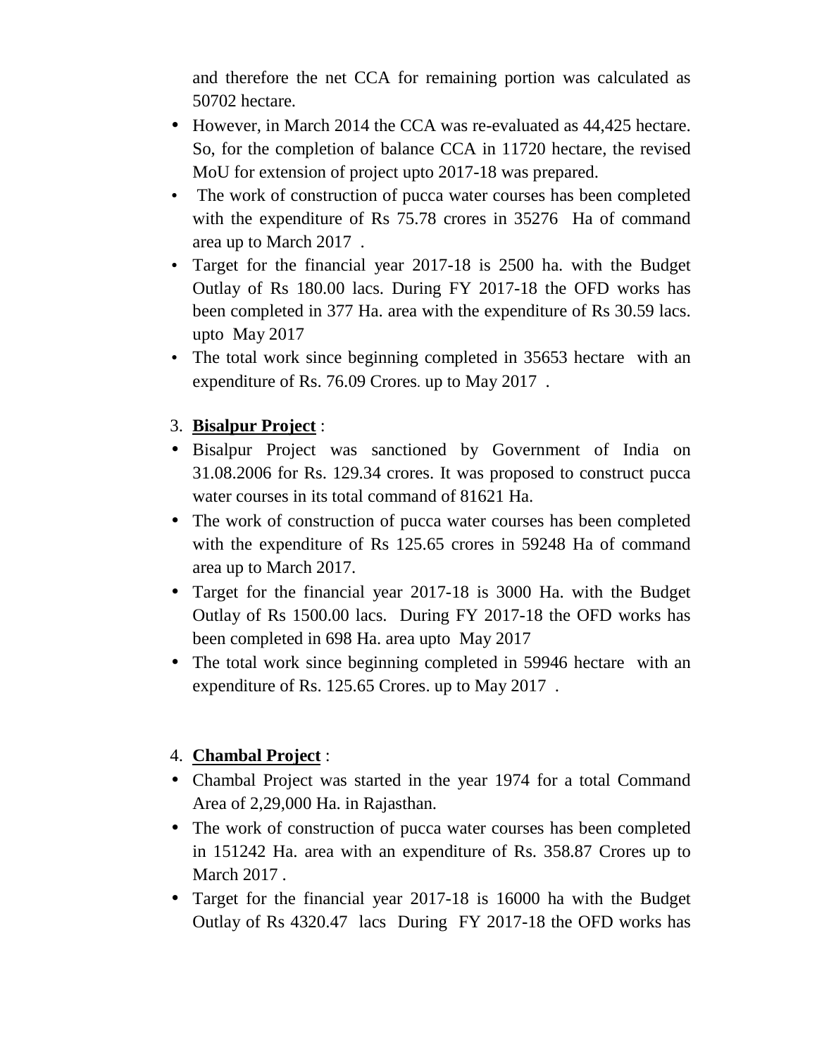and therefore the net CCA for remaining portion was calculated as 50702 hectare.

- However, in March 2014 the CCA was re-evaluated as 44,425 hectare. So, for the completion of balance CCA in 11720 hectare, the revised MoU for extension of project upto 2017-18 was prepared.
- The work of construction of pucca water courses has been completed with the expenditure of Rs 75.78 crores in 35276 Ha of command area up to March 2017 .
- Target for the financial year 2017-18 is 2500 ha. with the Budget Outlay of Rs 180.00 lacs. During FY 2017-18 the OFD works has been completed in 377 Ha. area with the expenditure of Rs 30.59 lacs. upto May 2017
- The total work since beginning completed in 35653 hectare with an expenditure of Rs. 76.09 Crores. up to May 2017 .

3. **Bisalpur Project** :

- Bisalpur Project was sanctioned by Government of India on 31.08.2006 for Rs. 129.34 crores. It was proposed to construct pucca water courses in its total command of 81621 Ha.
- The work of construction of pucca water courses has been completed with the expenditure of Rs 125.65 crores in 59248 Ha of command area up to March 2017.
- Target for the financial year 2017-18 is 3000 Ha. with the Budget Outlay of Rs 1500.00 lacs. During FY 2017-18 the OFD works has been completed in 698 Ha. area upto May 2017
- The total work since beginning completed in 59946 hectare with an expenditure of Rs. 125.65 Crores. up to May 2017 .

4. **Chambal Project** :

- Chambal Project was started in the year 1974 for a total Command Area of 2,29,000 Ha. in Rajasthan.
- The work of construction of pucca water courses has been completed in 151242 Ha. area with an expenditure of Rs. 358.87 Crores up to March 2017 .
- Target for the financial year 2017-18 is 16000 ha with the Budget Outlay of Rs 4320.47 lacs During FY 2017-18 the OFD works has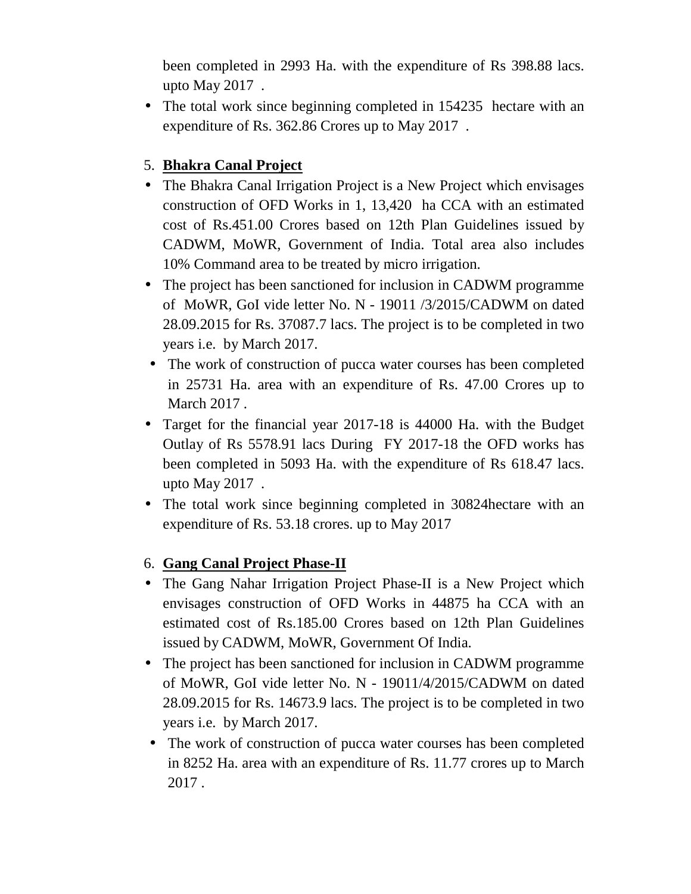been completed in 2993 Ha. with the expenditure of Rs 398.88 lacs. upto May 2017 .

- The total work since beginning completed in 154235 hectare with an expenditure of Rs. 362.86 Crores up to May 2017 .

5. **Bhakra Canal Project**

- The Bhakra Canal Irrigation Project is a New Project which envisages construction of OFD Works in 1, 13,420 ha CCA with an estimated cost of Rs.451.00 Crores based on 12th Plan Guidelines issued by CADWM, MoWR, Government of India. Total area also includes 10% Command area to be treated by micro irrigation.
- The project has been sanctioned for inclusion in CADWM programme of MoWR, GoI vide letter No. N - 19011 /3/2015/CADWM on dated 28.09.2015 for Rs. 37087.7 lacs. The project is to be completed in two years i.e. by March 2017.
- The work of construction of pucca water courses has been completed in 25731 Ha. area with an expenditure of Rs. 47.00 Crores up to March 2017 .
- Target for the financial year 2017-18 is 44000 Ha. with the Budget Outlay of Rs 5578.91 lacs During FY 2017-18 the OFD works has been completed in 5093 Ha. with the expenditure of Rs 618.47 lacs. upto May 2017 .
- The total work since beginning completed in 30824hectare with an expenditure of Rs. 53.18 crores. up to May 2017

6. **Gang Canal Project Phase-II**

- The Gang Nahar Irrigation Project Phase-II is a New Project which envisages construction of OFD Works in 44875 ha CCA with an estimated cost of Rs.185.00 Crores based on 12th Plan Guidelines issued by CADWM, MoWR, Government Of India.
- The project has been sanctioned for inclusion in CADWM programme of MoWR, GoI vide letter No. N - 19011/4/2015/CADWM on dated 28.09.2015 for Rs. 14673.9 lacs. The project is to be completed in two years i.e. by March 2017.
- The work of construction of pucca water courses has been completed in 8252 Ha. area with an expenditure of Rs. 11.77 crores up to March 2017 .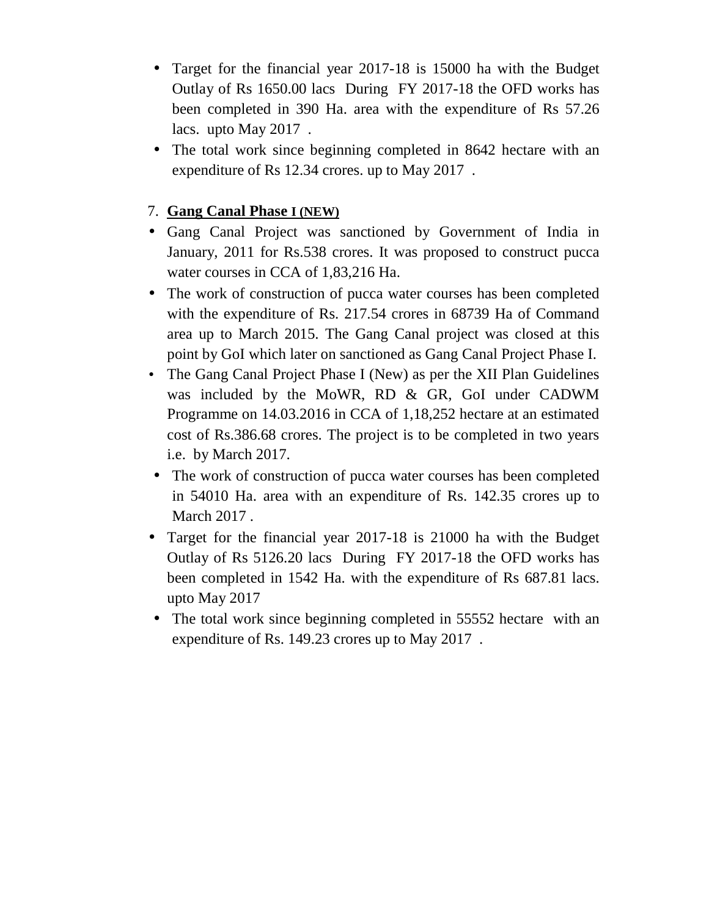- Target for the financial year 2017-18 is 15000 ha with the Budget Outlay of Rs 1650.00 lacs During FY 2017-18 the OFD works has been completed in 390 Ha. area with the expenditure of Rs 57.26 lacs. upto May 2017 .
- The total work since beginning completed in 8642 hectare with an expenditure of Rs 12.34 crores. up to May 2017 .

7. **Gang Canal Phase I (NEW)**

- Gang Canal Project was sanctioned by Government of India in January, 2011 for Rs.538 crores. It was proposed to construct pucca water courses in CCA of 1,83,216 Ha.
- The work of construction of pucca water courses has been completed with the expenditure of Rs. 217.54 crores in 68739 Ha of Command area up to March 2015. The Gang Canal project was closed at this point by GoI which later on sanctioned as Gang Canal Project Phase I.
- The Gang Canal Project Phase I (New) as per the XII Plan Guidelines was included by the MoWR, RD & GR, GoI under CADWM Programme on 14.03.2016 in CCA of 1,18,252 hectare at an estimated cost of Rs.386.68 crores. The project is to be completed in two years i.e. by March 2017.
- The work of construction of pucca water courses has been completed in 54010 Ha. area with an expenditure of Rs. 142.35 crores up to March 2017 .
- Target for the financial year 2017-18 is 21000 ha with the Budget Outlay of Rs 5126.20 lacs During FY 2017-18 the OFD works has been completed in 1542 Ha. with the expenditure of Rs 687.81 lacs. upto May 2017
- The total work since beginning completed in 55552 hectare with an expenditure of Rs. 149.23 crores up to May 2017 .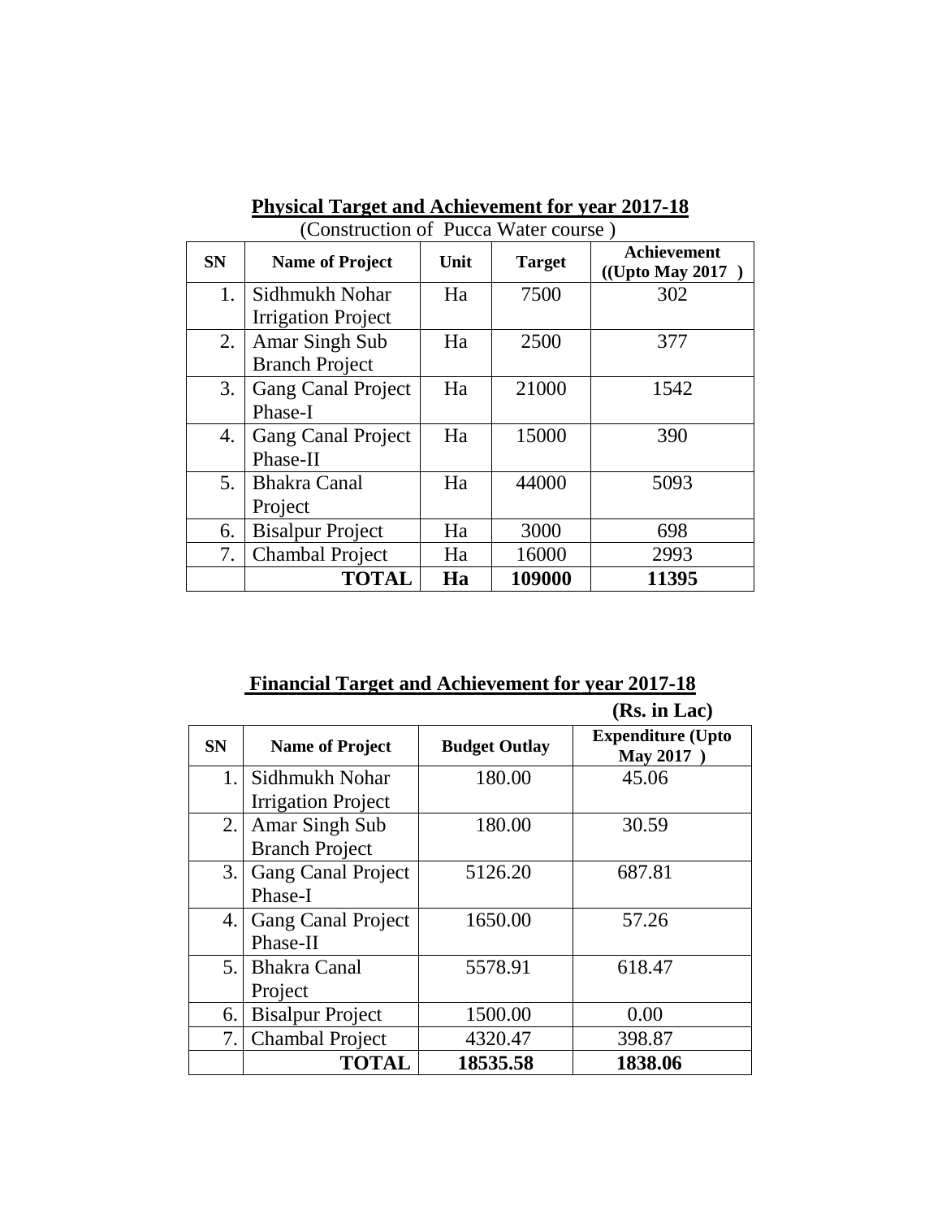**Physical Target and Achievement for year 2017-18**

(Construction of Pucca Water course )

| SN | Name of Project | Unit | Target | Achievement ((Upto May 2017 ) |
|---|---|---|---|---|
| 1. | Sidhmukh Nohar Irrigation Project | Ha | 7500 | 302 |
| 2. | Amar Singh Sub Branch Project | Ha | 2500 | 377 |
| 3. | Gang Canal Project Phase-I | Ha | 21000 | 1542 |
| 4. | Gang Canal Project Phase-II | Ha | 15000 | 390 |
| 5. | Bhakra Canal Project | Ha | 44000 | 5093 |
| 6. | Bisalpur Project | Ha | 3000 | 698 |
| 7. | Chambal Project | Ha | 16000 | 2993 |
| | **TOTAL** | **Ha** | **109000** | **11395** |

**Financial Target and Achievement for year 2017-18**

**(Rs. in Lac)**

| SN | Name of Project | Budget Outlay | Expenditure (Upto May 2017 ) |
|---|---|---|---|
| 1. | Sidhmukh Nohar Irrigation Project | 180.00 | 45.06 |
| 2. | Amar Singh Sub Branch Project | 180.00 | 30.59 |
| 3. | Gang Canal Project Phase-I | 5126.20 | 687.81 |
| 4. | Gang Canal Project Phase-II | 1650.00 | 57.26 |
| 5. | Bhakra Canal Project | 5578.91 | 618.47 |
| 6. | Bisalpur Project | 1500.00 | 0.00 |
| 7. | Chambal Project | 4320.47 | 398.87 |
| | **TOTAL** | **18535.58** | **1838.06** |